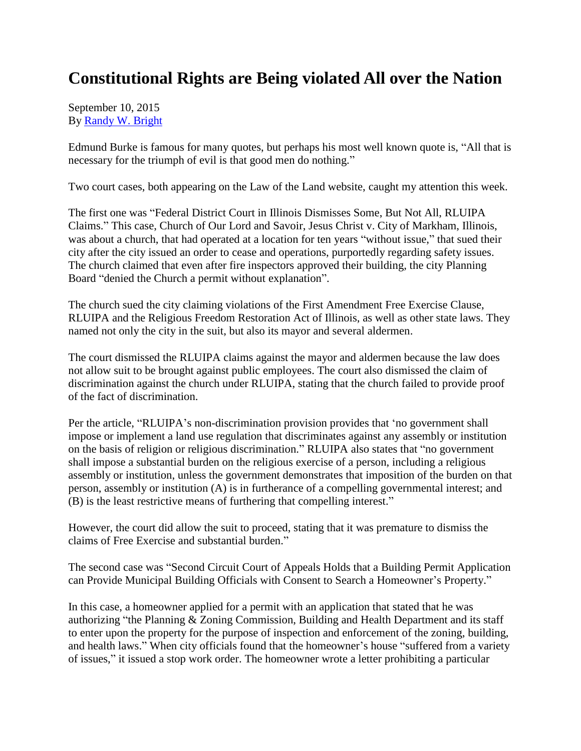# Constitutional Rights are Being violated All over the Nation

September 10, 2015
By [Randy W. Bright]

Edmund Burke is famous for many quotes, but perhaps his most well known quote is, "All that is necessary for the triumph of evil is that good men do nothing."

Two court cases, both appearing on the Law of the Land website, caught my attention this week.

The first one was "Federal District Court in Illinois Dismisses Some, But Not All, RLUIPA Claims." This case, Church of Our Lord and Savoir, Jesus Christ v. City of Markham, Illinois, was about a church, that had operated at a location for ten years "without issue," that sued their city after the city issued an order to cease and operations, purportedly regarding safety issues. The church claimed that even after fire inspectors approved their building, the city Planning Board "denied the Church a permit without explanation".

The church sued the city claiming violations of the First Amendment Free Exercise Clause, RLUIPA and the Religious Freedom Restoration Act of Illinois, as well as other state laws. They named not only the city in the suit, but also its mayor and several aldermen.

The court dismissed the RLUIPA claims against the mayor and aldermen because the law does not allow suit to be brought against public employees. The court also dismissed the claim of discrimination against the church under RLUIPA, stating that the church failed to provide proof of the fact of discrimination.

Per the article, "RLUIPA's non-discrimination provision provides that 'no government shall impose or implement a land use regulation that discriminates against any assembly or institution on the basis of religion or religious discrimination." RLUIPA also states that "no government shall impose a substantial burden on the religious exercise of a person, including a religious assembly or institution, unless the government demonstrates that imposition of the burden on that person, assembly or institution (A) is in furtherance of a compelling governmental interest; and (B) is the least restrictive means of furthering that compelling interest."

However, the court did allow the suit to proceed, stating that it was premature to dismiss the claims of Free Exercise and substantial burden."

The second case was "Second Circuit Court of Appeals Holds that a Building Permit Application can Provide Municipal Building Officials with Consent to Search a Homeowner's Property."

In this case, a homeowner applied for a permit with an application that stated that he was authorizing "the Planning & Zoning Commission, Building and Health Department and its staff to enter upon the property for the purpose of inspection and enforcement of the zoning, building, and health laws." When city officials found that the homeowner's house "suffered from a variety of issues," it issued a stop work order. The homeowner wrote a letter prohibiting a particular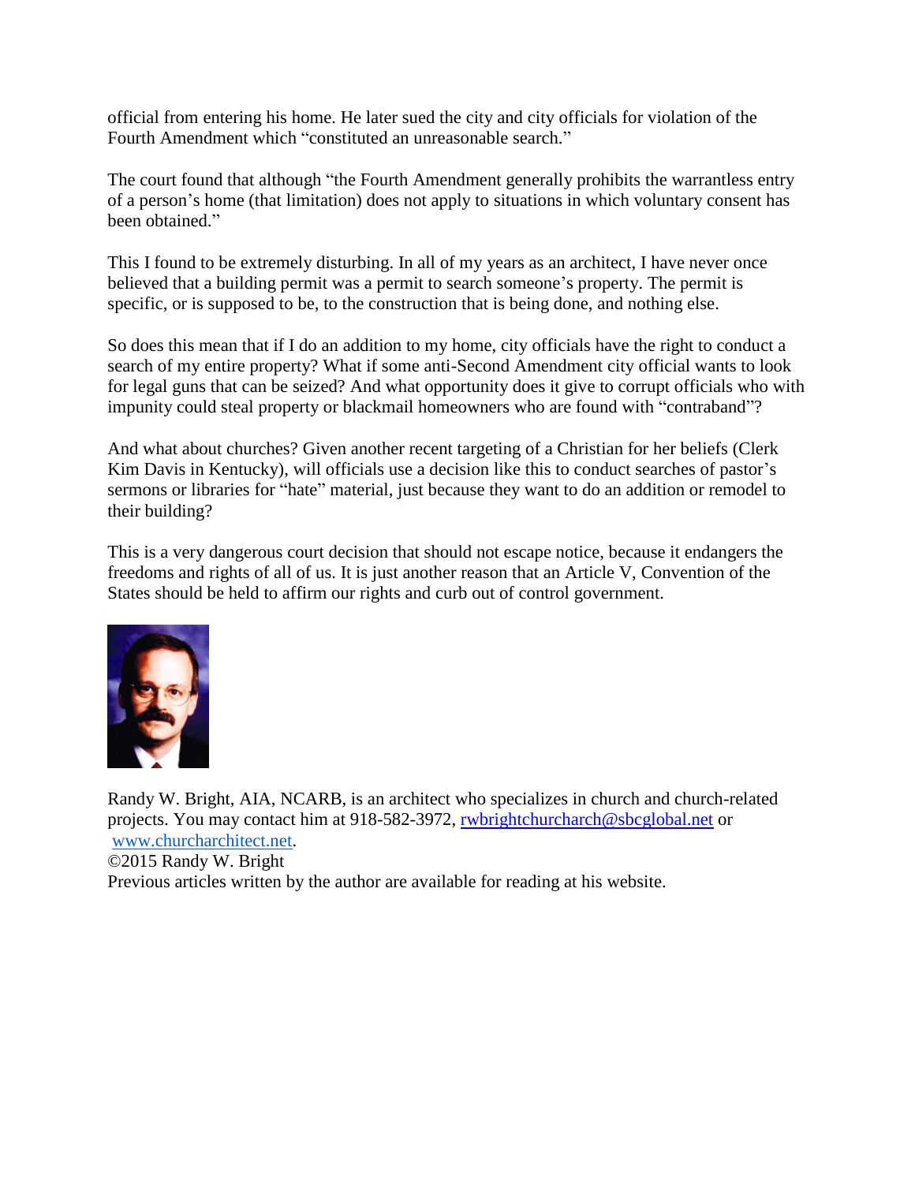official from entering his home. He later sued the city and city officials for violation of the Fourth Amendment which "constituted an unreasonable search."

The court found that although "the Fourth Amendment generally prohibits the warrantless entry of a person's home (that limitation) does not apply to situations in which voluntary consent has been obtained."

This I found to be extremely disturbing. In all of my years as an architect, I have never once believed that a building permit was a permit to search someone's property. The permit is specific, or is supposed to be, to the construction that is being done, and nothing else.

So does this mean that if I do an addition to my home, city officials have the right to conduct a search of my entire property? What if some anti-Second Amendment city official wants to look for legal guns that can be seized? And what opportunity does it give to corrupt officials who with impunity could steal property or blackmail homeowners who are found with "contraband"?

And what about churches? Given another recent targeting of a Christian for her beliefs (Clerk Kim Davis in Kentucky), will officials use a decision like this to conduct searches of pastor's sermons or libraries for "hate" material, just because they want to do an addition or remodel to their building?

This is a very dangerous court decision that should not escape notice, because it endangers the freedoms and rights of all of us. It is just another reason that an Article V, Convention of the States should be held to affirm our rights and curb out of control government.

Randy W. Bright, AIA, NCARB, is an architect who specializes in church and church-related projects. You may contact him at 918-582-3972, rwbrightchurcharch@sbcglobal.net or www.churcharchitect.net.
©2015 Randy W. Bright
Previous articles written by the author are available for reading at his website.